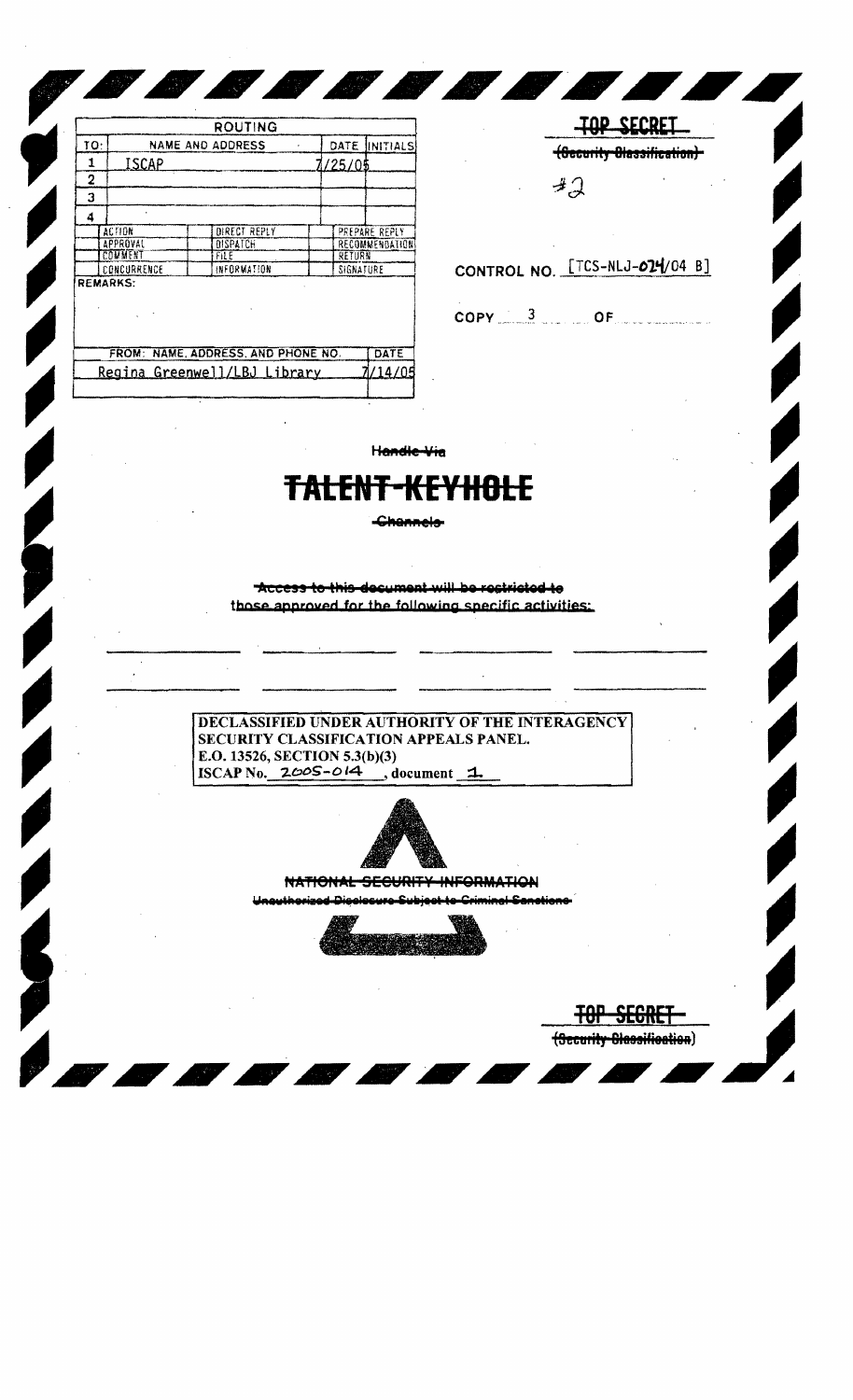| ROUTING | | | |
|---|---|---|---|
| TO: | NAME AND ADDRESS | DATE | INITIALS |
| 1 | ISCAP | 7/25/05 | |
| 2 | | | |
| 3 | | | |
| 4 | | | |

| | | |
|---|---|---|
| ACTION | DIRECT REPLY | PREPARE REPLY |
| APPROVAL | DISPATCH | RECOMMENDATION |
| COMMENT | FILE | RETURN |
| CONCURRENCE | INFORMATION | SIGNATURE |

REMARKS:

| FROM: NAME, ADDRESS, AND PHONE NO. | DATE |
|---|---|
| Regina Greenwell/LBJ Library | 7/14/05 |

~~TOP SECRET~~

~~(Security Classification)~~

#2

CONTROL NO. [TCS-NLJ-024/04 B]

COPY 3 OF

~~Handle Via~~

# ~~TALENT-KEYHOLE~~

~~Channels~~

~~Access to this document will be restricted to~~ those approved for the following specific activities:

DECLASSIFIED UNDER AUTHORITY OF THE INTERAGENCY SECURITY CLASSIFICATION APPEALS PANEL.
E.O. 13526, SECTION 5.3(b)(3)
ISCAP No. 2005-014, document 1

~~NATIONAL SECURITY INFORMATION~~

~~Unauthorized Disclosure Subject to Criminal Sanctions~~

~~TOP SECRET~~

~~(Security Classification)~~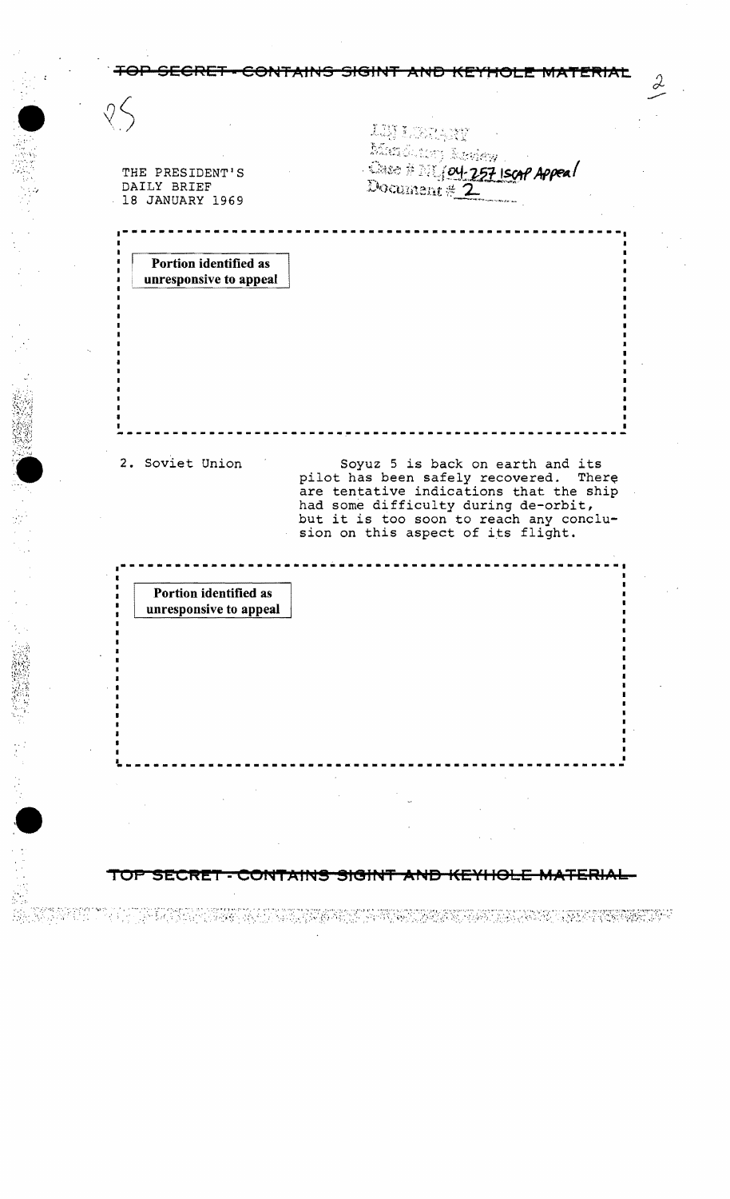TOP SECRET - CONTAINS SIGINT AND KEYHOLE MATERIAL

25

LBJ LIBRARY
Mandatory Review
Case # NLJ 04-257 ISCAP Appeal
Document # 2

THE PRESIDENT'S
DAILY BRIEF
18 JANUARY 1969

Portion identified as unresponsive to appeal

2. Soviet Union

Soyuz 5 is back on earth and its pilot has been safely recovered. There are tentative indications that the ship had some difficulty during de-orbit, but it is too soon to reach any conclusion on this aspect of its flight.

Portion identified as unresponsive to appeal

TOP SECRET - CONTAINS SIGINT AND KEYHOLE MATERIAL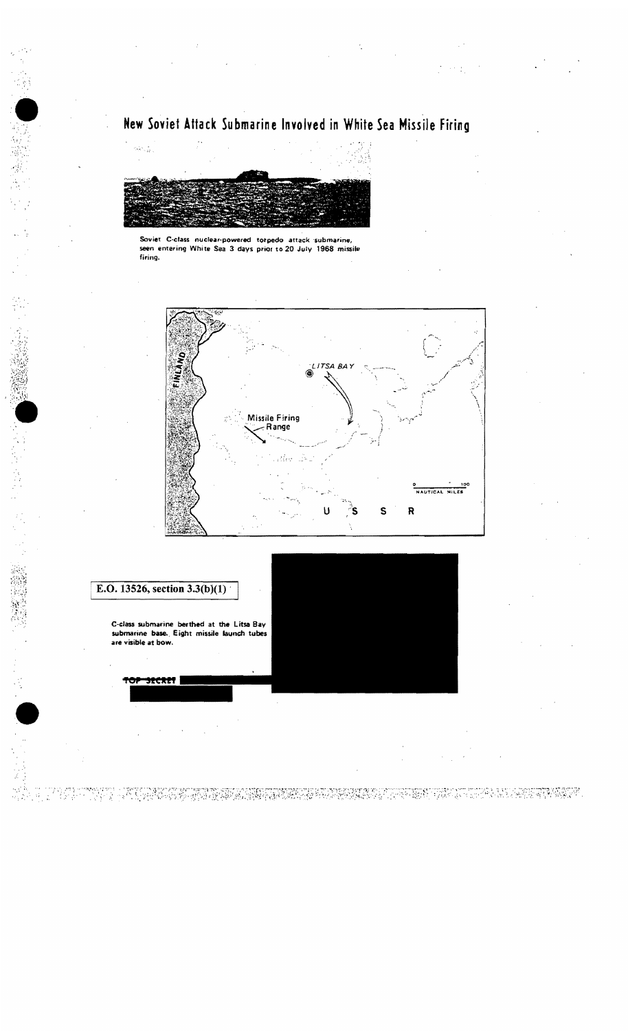# New Soviet Attack Submarine Involved in White Sea Missile Firing

Soviet C-class nuclear-powered torpedo attack submarine, seen entering White Sea 3 days prior to 20 July 1968 missile firing.

FINLAND

LITSA BAY

Missile Firing Range

0 100 NAUTICAL MILES

U S S R

E.O. 13526, section 3.3(b)(1)

C-class submarine berthed at the Litsa Bay submarine base. Eight missile launch tubes are visible at bow.

TOP SECRET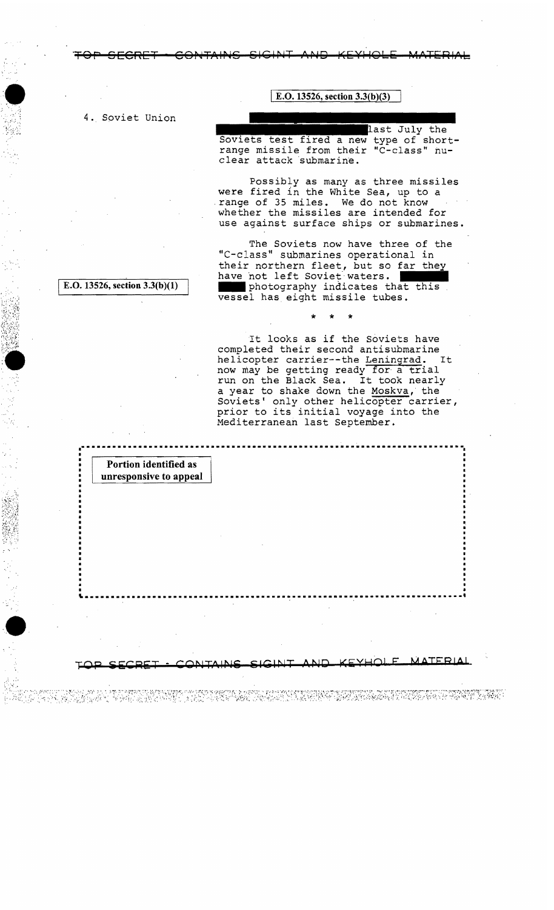E.O. 13526, section 3.3(b)(3)

4. Soviet Union

last July the Soviets test fired a new type of short-range missile from their "C-class" nuclear attack submarine.

Possibly as many as three missiles were fired in the White Sea, up to a range of 35 miles. We do not know whether the missiles are intended for use against surface ships or submarines.

E.O. 13526, section 3.3(b)(1)

The Soviets now have three of the "C-class" submarines operational in their northern fleet, but so far they have not left Soviet waters. photography indicates that this vessel has eight missile tubes.

\* \* \*

It looks as if the Soviets have completed their second antisubmarine helicopter carrier--the Leningrad. It now may be getting ready for a trial run on the Black Sea. It took nearly a year to shake down the Moskva, the Soviets' only other helicopter carrier, prior to its initial voyage into the Mediterranean last September.

Portion identified as unresponsive to appeal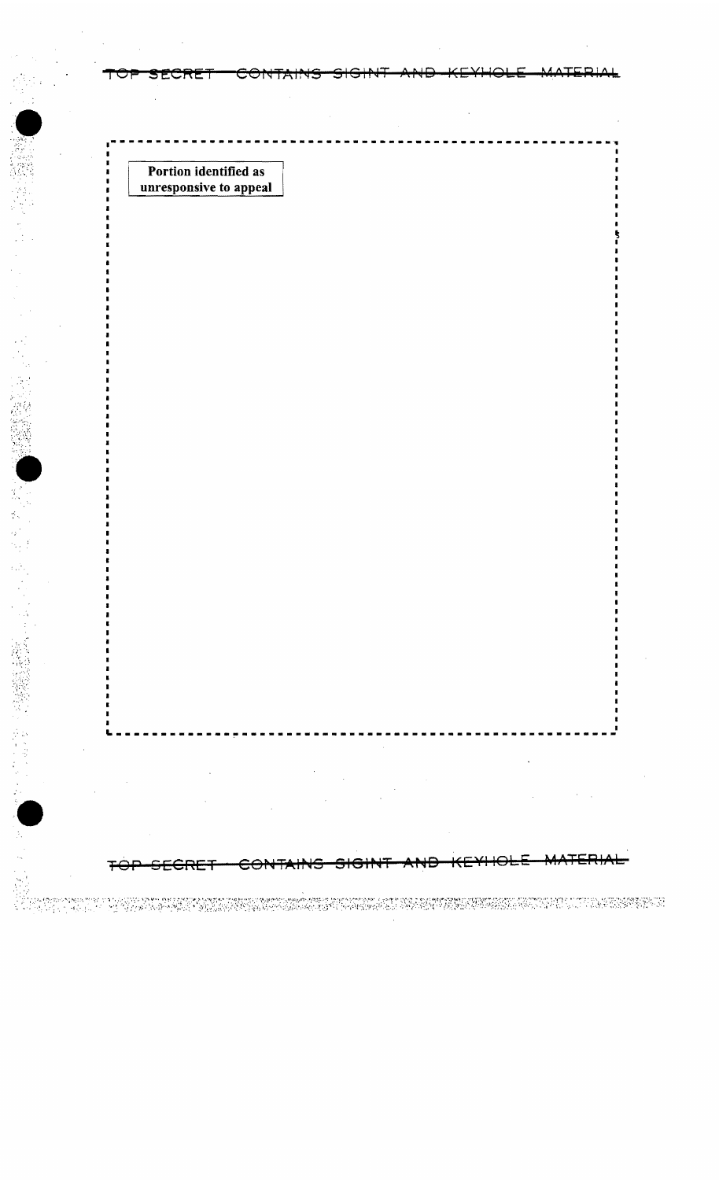Portion identified as unresponsive to appeal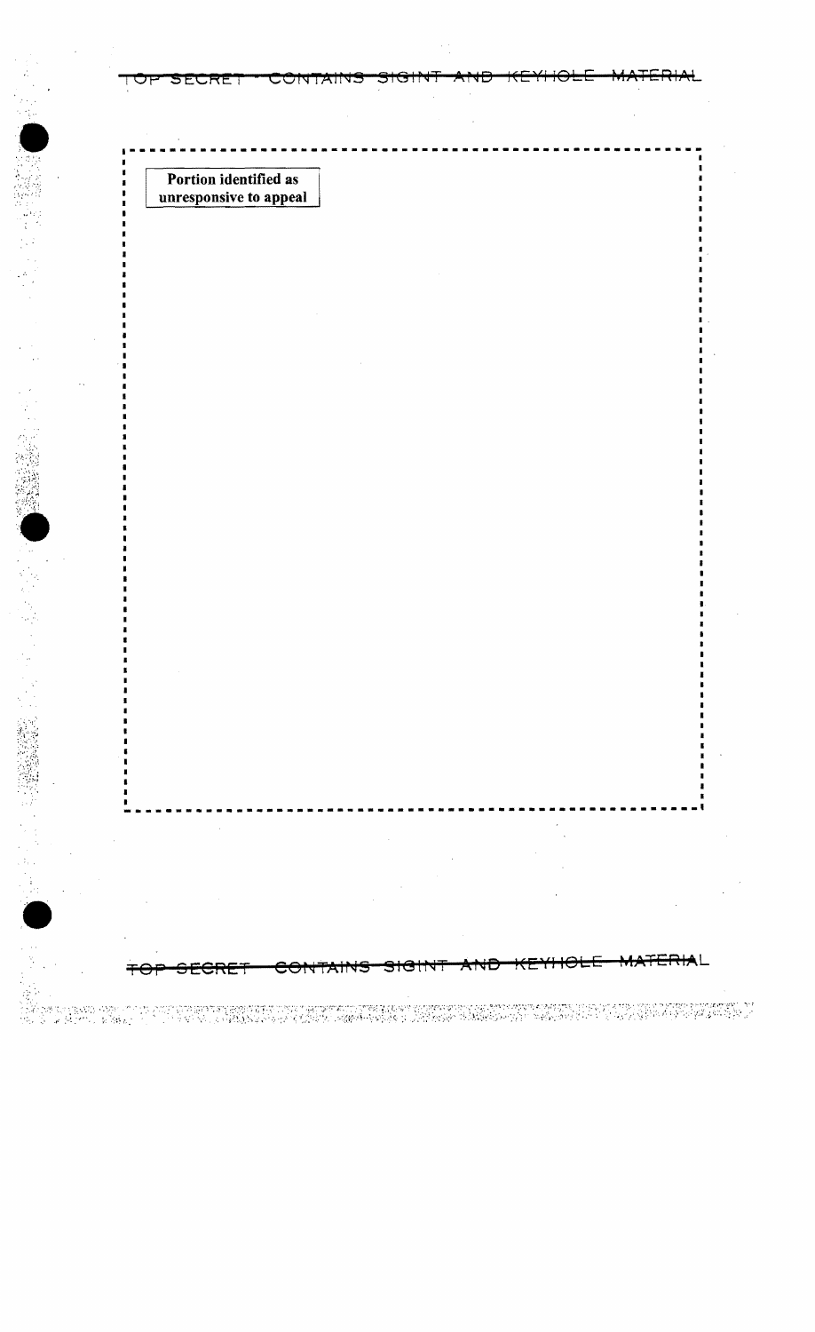Portion identified as unresponsive to appeal